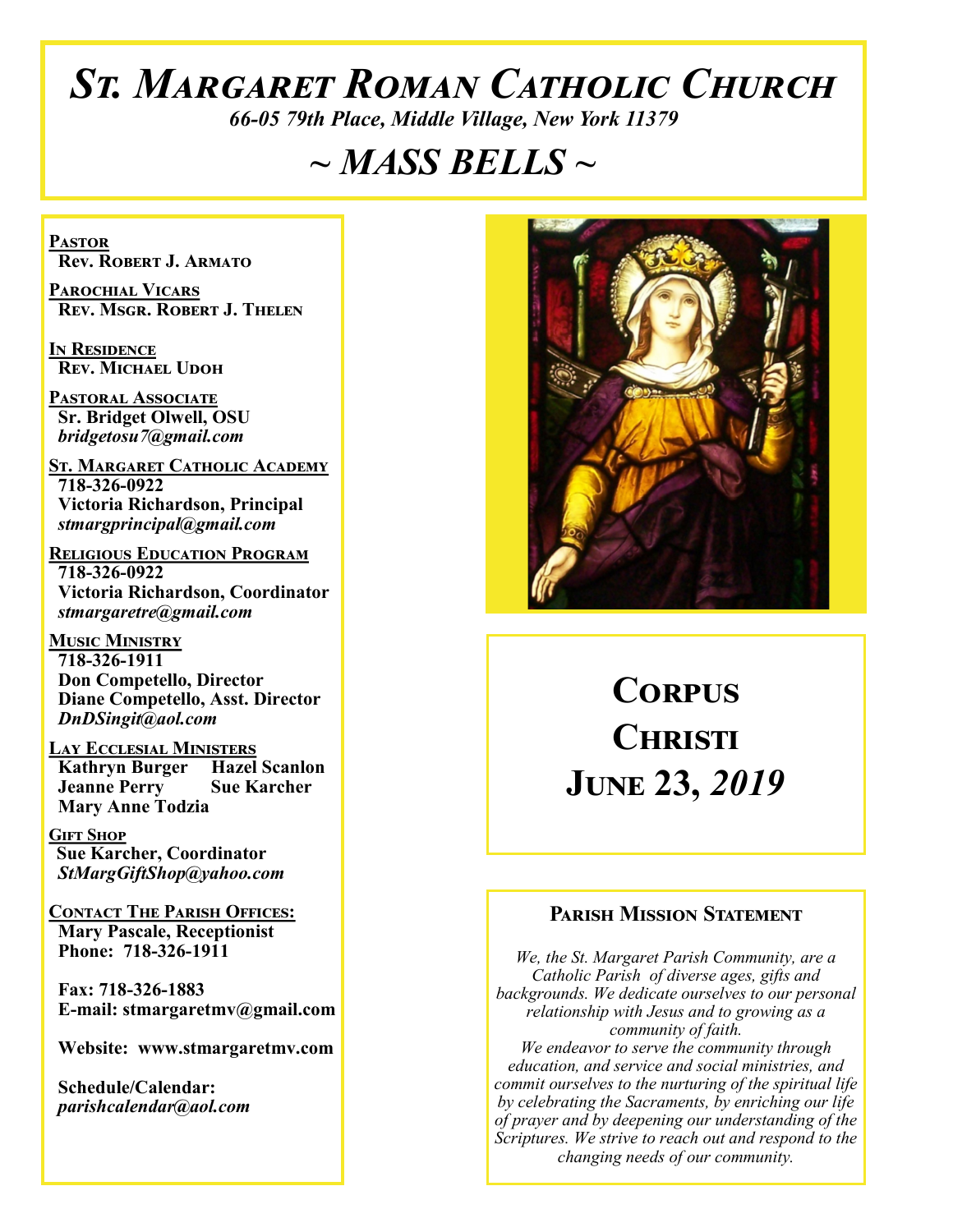# St. Margaret Roman Catholic Church

*66-05 79th Place, Middle Village, New York 11379*

## *~ MASS BELLS ~*

**Pastor**
**Rev. Robert J. Armato**

**Parochial Vicars**
**Rev. Msgr. Robert J. Thelen**

**In Residence**
**Rev. Michael Udoh**

**Pastoral Associate**
**Sr. Bridget Olwell, OSU**
***bridgetosu7@gmail.com***

**St. Margaret Catholic Academy**
**718-326-0922**
**Victoria Richardson, Principal**
***stmargprincipal@gmail.com***

**Religious Education Program**
**718-326-0922**
**Victoria Richardson, Coordinator**
***stmargaretre@gmail.com***

**Music Ministry**
**718-326-1911**
**Don Competello, Director**
**Diane Competello, Asst. Director**
***DnDSingit@aol.com***

**Lay Ecclesial Ministers**
**Kathryn Burger Hazel Scanlon**
**Jeanne Perry Sue Karcher**
**Mary Anne Todzia**

**Gift Shop**
**Sue Karcher, Coordinator**
***StMargGiftShop@yahoo.com***

**Contact The Parish Offices:**
**Mary Pascale, Receptionist**
**Phone: 718-326-1911**

**Fax: 718-326-1883**
**E-mail: stmargaretmv@gmail.com**

**Website: www.stmargaretmv.com**

**Schedule/Calendar:**
***parishcalendar@aol.com***

## Corpus Christi
## June 23, *2019*

### Parish Mission Statement

*We, the St. Margaret Parish Community, are a Catholic Parish of diverse ages, gifts and backgrounds. We dedicate ourselves to our personal relationship with Jesus and to growing as a community of faith.*
*We endeavor to serve the community through education, and service and social ministries, and commit ourselves to the nurturing of the spiritual life by celebrating the Sacraments, by enriching our life of prayer and by deepening our understanding of the Scriptures. We strive to reach out and respond to the changing needs of our community.*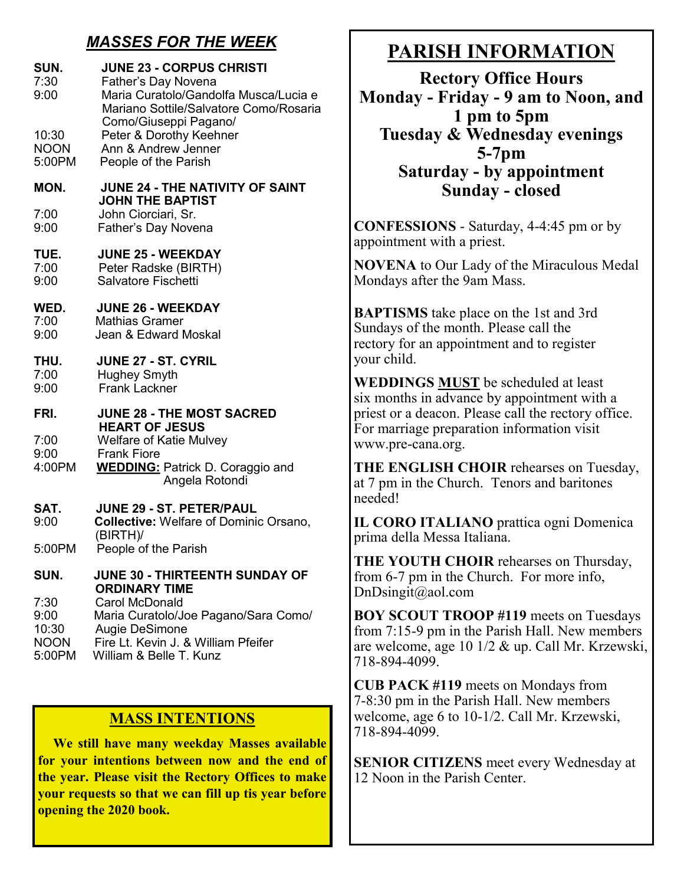## *MASSES FOR THE WEEK*

**SUN. JUNE 23 - CORPUS CHRISTI**
- 7:30 Father's Day Novena
- 9:00 Maria Curatolo/Gandolfa Musca/Lucia e Mariano Sottile/Salvatore Como/Rosaria Como/Giuseppi Pagano/
- 10:30 Peter & Dorothy Keehner
- NOON Ann & Andrew Jenner
- 5:00PM People of the Parish

**MON. JUNE 24 - THE NATIVITY OF SAINT JOHN THE BAPTIST**
- 7:00 John Ciorciari, Sr.
- 9:00 Father's Day Novena

**TUE. JUNE 25 - WEEKDAY**
- 7:00 Peter Radske (BIRTH)
- 9:00 Salvatore Fischetti

**WED. JUNE 26 - WEEKDAY**
- 7:00 Mathias Gramer
- 9:00 Jean & Edward Moskal

**THU. JUNE 27 - ST. CYRIL**
- 7:00 Hughey Smyth
- 9:00 Frank Lackner

**FRI. JUNE 28 - THE MOST SACRED HEART OF JESUS**
- 7:00 Welfare of Katie Mulvey
- 9:00 Frank Fiore
- 4:00PM **WEDDING:** Patrick D. Coraggio and Angela Rotondi

**SAT. JUNE 29 - ST. PETER/PAUL**
- 9:00 **Collective:** Welfare of Dominic Orsano, (BIRTH)/
- 5:00PM People of the Parish

**SUN. JUNE 30 - THIRTEENTH SUNDAY OF ORDINARY TIME**
- 7:30 Carol McDonald
- 9:00 Maria Curatolo/Joe Pagano/Sara Como/
- 10:30 Augie DeSimone
- NOON Fire Lt. Kevin J. & William Pfeifer
- 5:00PM William & Belle T. Kunz

## MASS INTENTIONS

**We still have many weekday Masses available for your intentions between now and the end of the year. Please visit the Rectory Offices to make your requests so that we can fill up tis year before opening the 2020 book.**

# PARISH INFORMATION

**Rectory Office Hours**
**Monday - Friday - 9 am to Noon, and 1 pm to 5pm**
**Tuesday & Wednesday evenings 5-7pm**
**Saturday - by appointment**
**Sunday - closed**

**CONFESSIONS** - Saturday, 4-4:45 pm or by appointment with a priest.

**NOVENA** to Our Lady of the Miraculous Medal Mondays after the 9am Mass.

**BAPTISMS** take place on the 1st and 3rd Sundays of the month. Please call the rectory for an appointment and to register your child.

**WEDDINGS MUST** be scheduled at least six months in advance by appointment with a priest or a deacon. Please call the rectory office. For marriage preparation information visit www.pre-cana.org.

**THE ENGLISH CHOIR** rehearses on Tuesday, at 7 pm in the Church. Tenors and baritones needed!

**IL CORO ITALIANO** prattica ogni Domenica prima della Messa Italiana.

**THE YOUTH CHOIR** rehearses on Thursday, from 6-7 pm in the Church. For more info, DnDsingit@aol.com

**BOY SCOUT TROOP #119** meets on Tuesdays from 7:15-9 pm in the Parish Hall. New members are welcome, age 10 1/2 & up. Call Mr. Krzewski, 718-894-4099.

**CUB PACK #119** meets on Mondays from 7-8:30 pm in the Parish Hall. New members welcome, age 6 to 10-1/2. Call Mr. Krzewski, 718-894-4099.

**SENIOR CITIZENS** meet every Wednesday at 12 Noon in the Parish Center.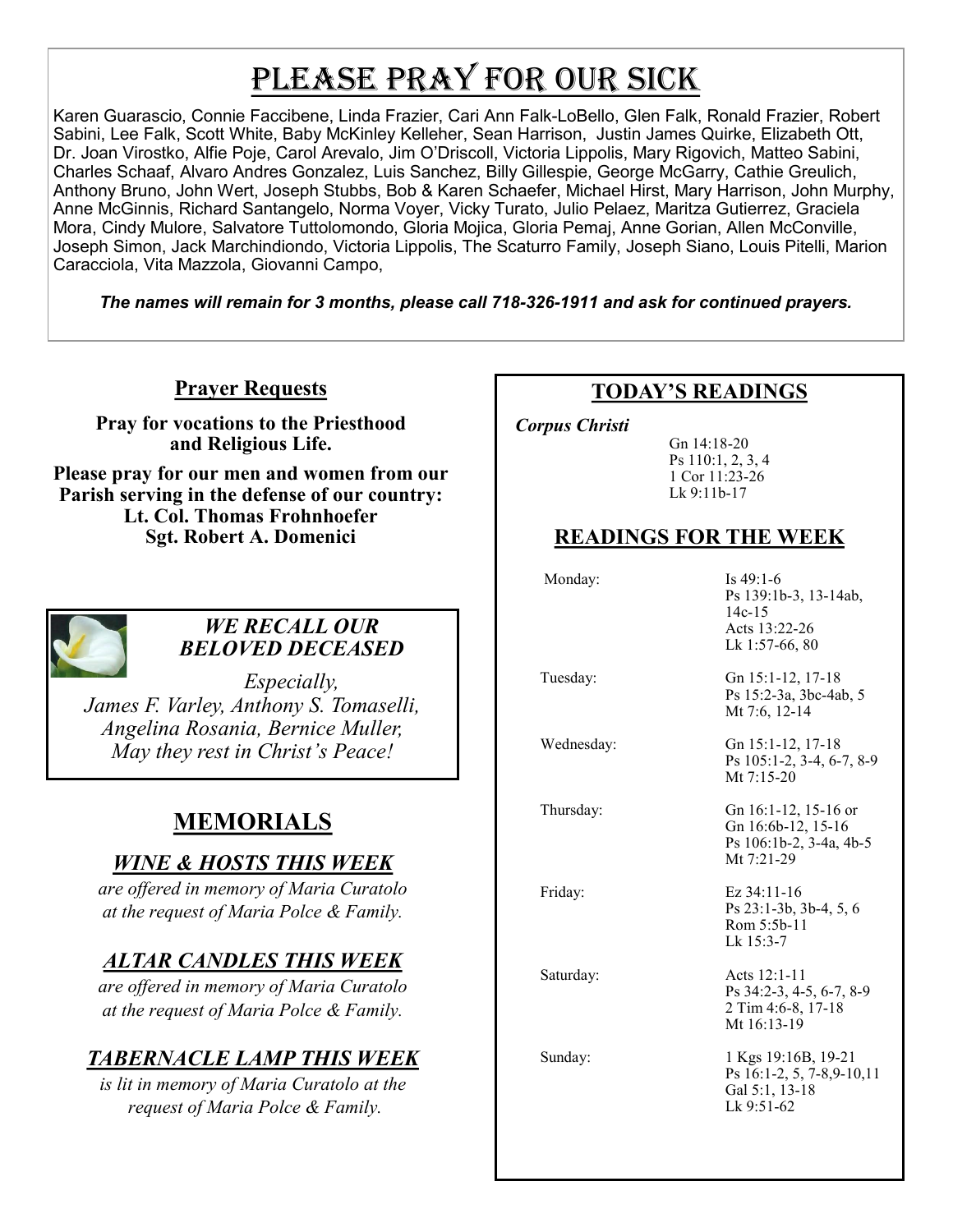# Please Pray For Our Sick

Karen Guarascio, Connie Faccibene, Linda Frazier, Cari Ann Falk-LoBello, Glen Falk, Ronald Frazier, Robert Sabini, Lee Falk, Scott White, Baby McKinley Kelleher, Sean Harrison, Justin James Quirke, Elizabeth Ott, Dr. Joan Virostko, Alfie Poje, Carol Arevalo, Jim O'Driscoll, Victoria Lippolis, Mary Rigovich, Matteo Sabini, Charles Schaaf, Alvaro Andres Gonzalez, Luis Sanchez, Billy Gillespie, George McGarry, Cathie Greulich, Anthony Bruno, John Wert, Joseph Stubbs, Bob & Karen Schaefer, Michael Hirst, Mary Harrison, John Murphy, Anne McGinnis, Richard Santangelo, Norma Voyer, Vicky Turato, Julio Pelaez, Maritza Gutierrez, Graciela Mora, Cindy Mulore, Salvatore Tuttolomondo, Gloria Mojica, Gloria Pemaj, Anne Gorian, Allen McConville, Joseph Simon, Jack Marchindiondo, Victoria Lippolis, The Scaturro Family, Joseph Siano, Louis Pitelli, Marion Caracciola, Vita Mazzola, Giovanni Campo,

***The names will remain for 3 months, please call 718-326-1911 and ask for continued prayers.***

## Prayer Requests

**Pray for vocations to the Priesthood and Religious Life.**

**Please pray for our men and women from our Parish serving in the defense of our country:**
**Lt. Col. Thomas Frohnhoefer**
**Sgt. Robert A. Domenici**

### *WE RECALL OUR BELOVED DECEASED*

*Especially,*
*James F. Varley, Anthony S. Tomaselli, Angelina Rosania, Bernice Muller,*
*May they rest in Christ's Peace!*

## MEMORIALS

### *WINE & HOSTS THIS WEEK*

*are offered in memory of Maria Curatolo at the request of Maria Polce & Family.*

### *ALTAR CANDLES THIS WEEK*

*are offered in memory of Maria Curatolo at the request of Maria Polce & Family.*

### *TABERNACLE LAMP THIS WEEK*

*is lit in memory of Maria Curatolo at the request of Maria Polce & Family.*

## TODAY'S READINGS

*Corpus Christi*

Gn 14:18-20
Ps 110:1, 2, 3, 4
1 Cor 11:23-26
Lk 9:11b-17

## READINGS FOR THE WEEK

| Day | Readings |
|---|---|
| Monday: | Is 49:1-6<br>Ps 139:1b-3, 13-14ab, 14c-15<br>Acts 13:22-26<br>Lk 1:57-66, 80 |
| Tuesday: | Gn 15:1-12, 17-18<br>Ps 15:2-3a, 3bc-4ab, 5<br>Mt 7:6, 12-14 |
| Wednesday: | Gn 15:1-12, 17-18<br>Ps 105:1-2, 3-4, 6-7, 8-9<br>Mt 7:15-20 |
| Thursday: | Gn 16:1-12, 15-16 or<br>Gn 16:6b-12, 15-16<br>Ps 106:1b-2, 3-4a, 4b-5<br>Mt 7:21-29 |
| Friday: | Ez 34:11-16<br>Ps 23:1-3b, 3b-4, 5, 6<br>Rom 5:5b-11<br>Lk 15:3-7 |
| Saturday: | Acts 12:1-11<br>Ps 34:2-3, 4-5, 6-7, 8-9<br>2 Tim 4:6-8, 17-18<br>Mt 16:13-19 |
| Sunday: | 1 Kgs 19:16B, 19-21<br>Ps 16:1-2, 5, 7-8,9-10,11<br>Gal 5:1, 13-18<br>Lk 9:51-62 |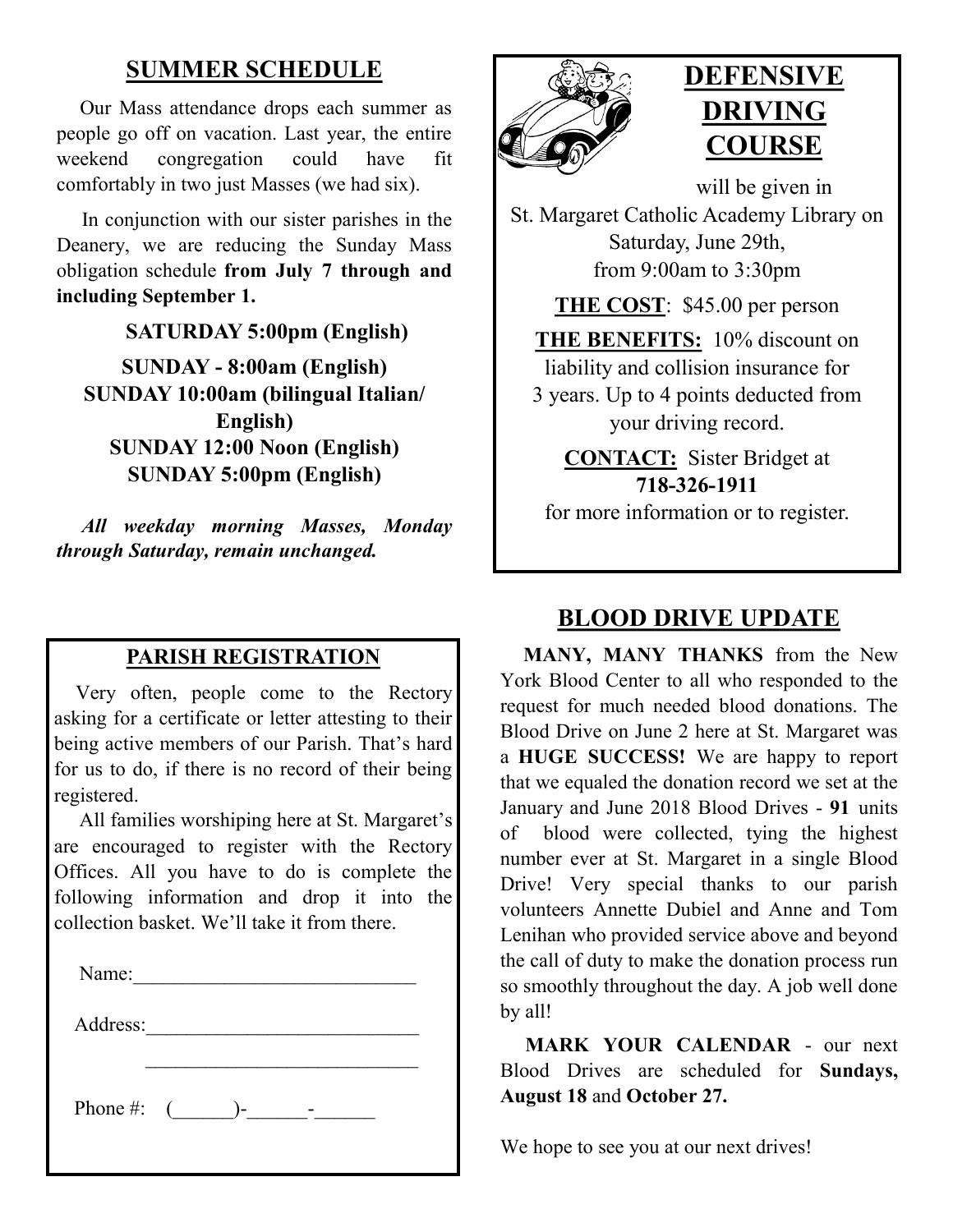## SUMMER SCHEDULE

Our Mass attendance drops each summer as people go off on vacation. Last year, the entire weekend congregation could have fit comfortably in two just Masses (we had six).

In conjunction with our sister parishes in the Deanery, we are reducing the Sunday Mass obligation schedule **from July 7 through and including September 1.**

**SATURDAY 5:00pm (English)**

**SUNDAY - 8:00am (English)**
**SUNDAY 10:00am (bilingual Italian/ English)**
**SUNDAY 12:00 Noon (English)**
**SUNDAY 5:00pm (English)**

***All weekday morning Masses, Monday through Saturday, remain unchanged.***

## PARISH REGISTRATION

Very often, people come to the Rectory asking for a certificate or letter attesting to their being active members of our Parish. That's hard for us to do, if there is no record of their being registered.

All families worshiping here at St. Margaret's are encouraged to register with the Rectory Offices. All you have to do is complete the following information and drop it into the collection basket. We'll take it from there.

Name:_____________________________

Address:___________________________

___________________________

Phone #: (______)-______-______

## DEFENSIVE DRIVING COURSE

will be given in St. Margaret Catholic Academy Library on Saturday, June 29th, from 9:00am to 3:30pm

**THE COST**: $45.00 per person

**THE BENEFITS:** 10% discount on liability and collision insurance for 3 years. Up to 4 points deducted from your driving record.

**CONTACT:** Sister Bridget at **718-326-1911** for more information or to register.

## BLOOD DRIVE UPDATE

**MANY, MANY THANKS** from the New York Blood Center to all who responded to the request for much needed blood donations. The Blood Drive on June 2 here at St. Margaret was a **HUGE SUCCESS!** We are happy to report that we equaled the donation record we set at the January and June 2018 Blood Drives - **91** units of blood were collected, tying the highest number ever at St. Margaret in a single Blood Drive! Very special thanks to our parish volunteers Annette Dubiel and Anne and Tom Lenihan who provided service above and beyond the call of duty to make the donation process run so smoothly throughout the day. A job well done by all!

**MARK YOUR CALENDAR** - our next Blood Drives are scheduled for **Sundays, August 18** and **October 27.**

We hope to see you at our next drives!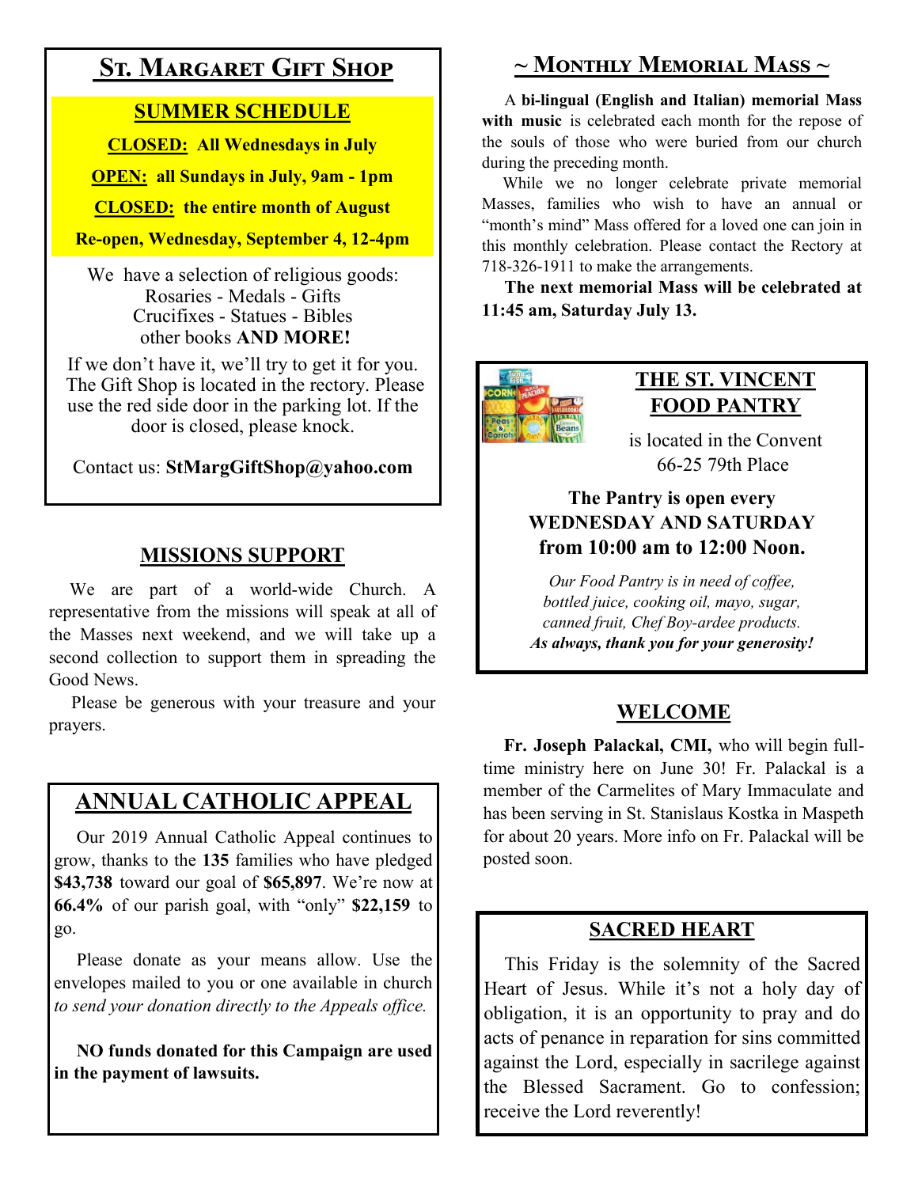## St. Margaret Gift Shop

**SUMMER SCHEDULE**

**CLOSED: All Wednesdays in July**

**OPEN: all Sundays in July, 9am - 1pm**

**CLOSED: the entire month of August**

**Re-open, Wednesday, September 4, 12-4pm**

We have a selection of religious goods:
Rosaries - Medals - Gifts
Crucifixes - Statues - Bibles
other books **AND MORE!**

If we don't have it, we'll try to get it for you. The Gift Shop is located in the rectory. Please use the red side door in the parking lot. If the door is closed, please knock.

Contact us: **StMargGiftShop@yahoo.com**

## MISSIONS SUPPORT

We are part of a world-wide Church. A representative from the missions will speak at all of the Masses next weekend, and we will take up a second collection to support them in spreading the Good News.

Please be generous with your treasure and your prayers.

## ANNUAL CATHOLIC APPEAL

Our 2019 Annual Catholic Appeal continues to grow, thanks to the **135** families who have pledged **$43,738** toward our goal of **$65,897**. We're now at **66.4%** of our parish goal, with "only" **$22,159** to go.

Please donate as your means allow. Use the envelopes mailed to you or one available in church *to send your donation directly to the Appeals office.*

**NO funds donated for this Campaign are used in the payment of lawsuits.**

## ~ Monthly Memorial Mass ~

A **bi-lingual (English and Italian) memorial Mass with music** is celebrated each month for the repose of the souls of those who were buried from our church during the preceding month.

While we no longer celebrate private memorial Masses, families who wish to have an annual or "month's mind" Mass offered for a loved one can join in this monthly celebration. Please contact the Rectory at 718-326-1911 to make the arrangements.

**The next memorial Mass will be celebrated at 11:45 am, Saturday July 13.**

## THE ST. VINCENT FOOD PANTRY

is located in the Convent
66-25 79th Place

**The Pantry is open every WEDNESDAY AND SATURDAY from 10:00 am to 12:00 Noon.**

*Our Food Pantry is in need of coffee, bottled juice, cooking oil, mayo, sugar, canned fruit, Chef Boy-ardee products.*
***As always, thank you for your generosity!***

## WELCOME

**Fr. Joseph Palackal, CMI,** who will begin full-time ministry here on June 30! Fr. Palackal is a member of the Carmelites of Mary Immaculate and has been serving in St. Stanislaus Kostka in Maspeth for about 20 years. More info on Fr. Palackal will be posted soon.

## SACRED HEART

This Friday is the solemnity of the Sacred Heart of Jesus. While it's not a holy day of obligation, it is an opportunity to pray and do acts of penance in reparation for sins committed against the Lord, especially in sacrilege against the Blessed Sacrament. Go to confession; receive the Lord reverently!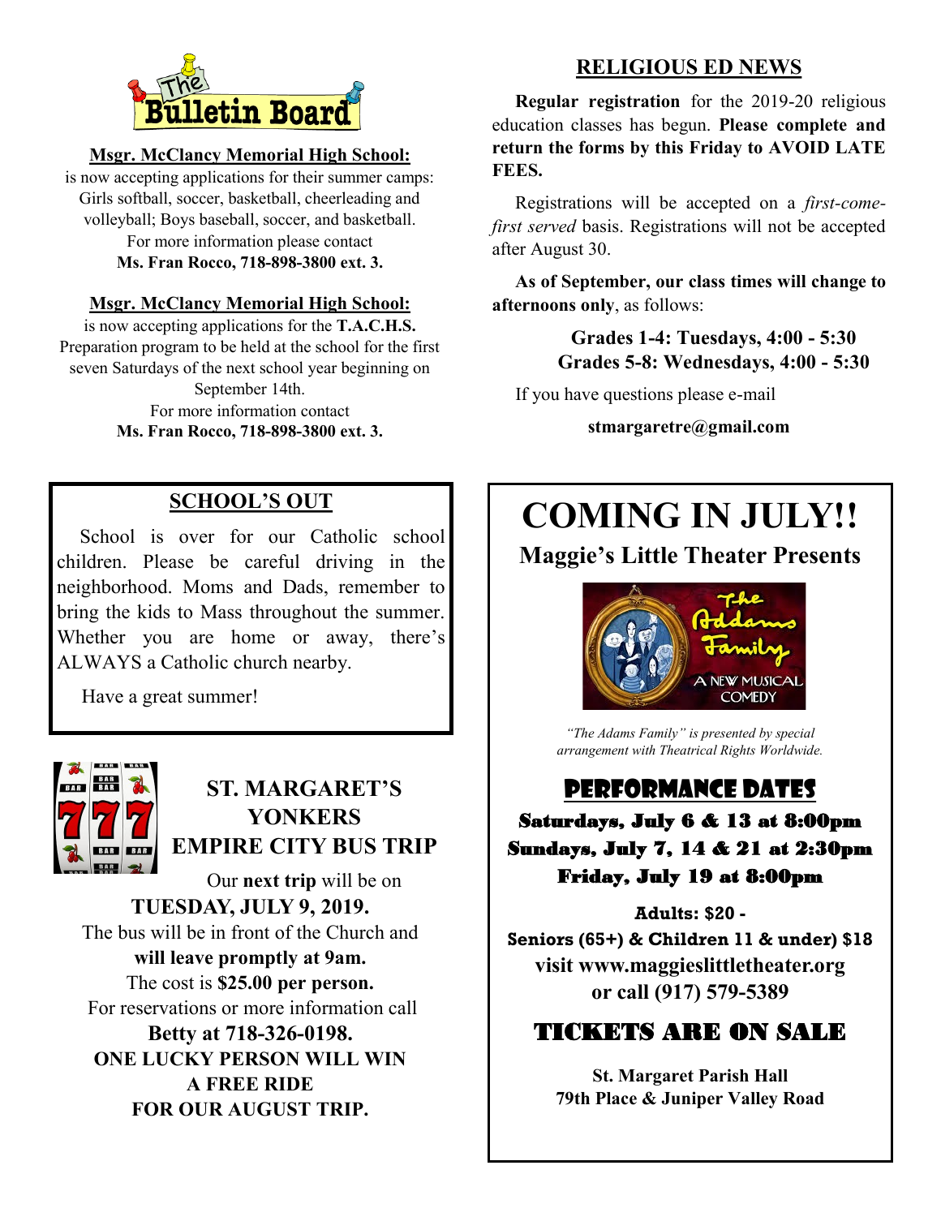# The Bulletin Board

**Msgr. McClancy Memorial High School:**

is now accepting applications for their summer camps: Girls softball, soccer, basketball, cheerleading and volleyball; Boys baseball, soccer, and basketball. For more information please contact **Ms. Fran Rocco, 718-898-3800 ext. 3.**

**Msgr. McClancy Memorial High School:**

is now accepting applications for the **T.A.C.H.S.** Preparation program to be held at the school for the first seven Saturdays of the next school year beginning on September 14th. For more information contact **Ms. Fran Rocco, 718-898-3800 ext. 3.**

## SCHOOL'S OUT

School is over for our Catholic school children. Please be careful driving in the neighborhood. Moms and Dads, remember to bring the kids to Mass throughout the summer. Whether you are home or away, there's ALWAYS a Catholic church nearby.

Have a great summer!

## ST. MARGARET'S YONKERS EMPIRE CITY BUS TRIP

Our **next trip** will be on **TUESDAY, JULY 9, 2019.** The bus will be in front of the Church and **will leave promptly at 9am.** The cost is **$25.00 per person.** For reservations or more information call **Betty at 718-326-0198.**

**ONE LUCKY PERSON WILL WIN A FREE RIDE FOR OUR AUGUST TRIP.**

## RELIGIOUS ED NEWS

**Regular registration** for the 2019-20 religious education classes has begun. **Please complete and return the forms by this Friday to AVOID LATE FEES.**

Registrations will be accepted on a *first-come-first served* basis. Registrations will not be accepted after August 30.

**As of September, our class times will change to afternoons only**, as follows:

**Grades 1-4: Tuesdays, 4:00 - 5:30**
**Grades 5-8: Wednesdays, 4:00 - 5:30**

If you have questions please e-mail

**stmargaretre@gmail.com**

# COMING IN JULY!!

## Maggie's Little Theater Presents

The Addams Family
A NEW MUSICAL COMEDY

*"The Adams Family" is presented by special arrangement with Theatrical Rights Worldwide.*

## PERFORMANCE DATES

**Saturdays, July 6 & 13 at 8:00pm**
**Sundays, July 7, 14 & 21 at 2:30pm**
**Friday, July 19 at 8:00pm**

**Adults: $20 -**
**Seniors (65+) & Children 11 & under) $18**
**visit www.maggieslittletheater.org or call (917) 579-5389**

## TICKETS ARE ON SALE

**St. Margaret Parish Hall**
**79th Place & Juniper Valley Road**